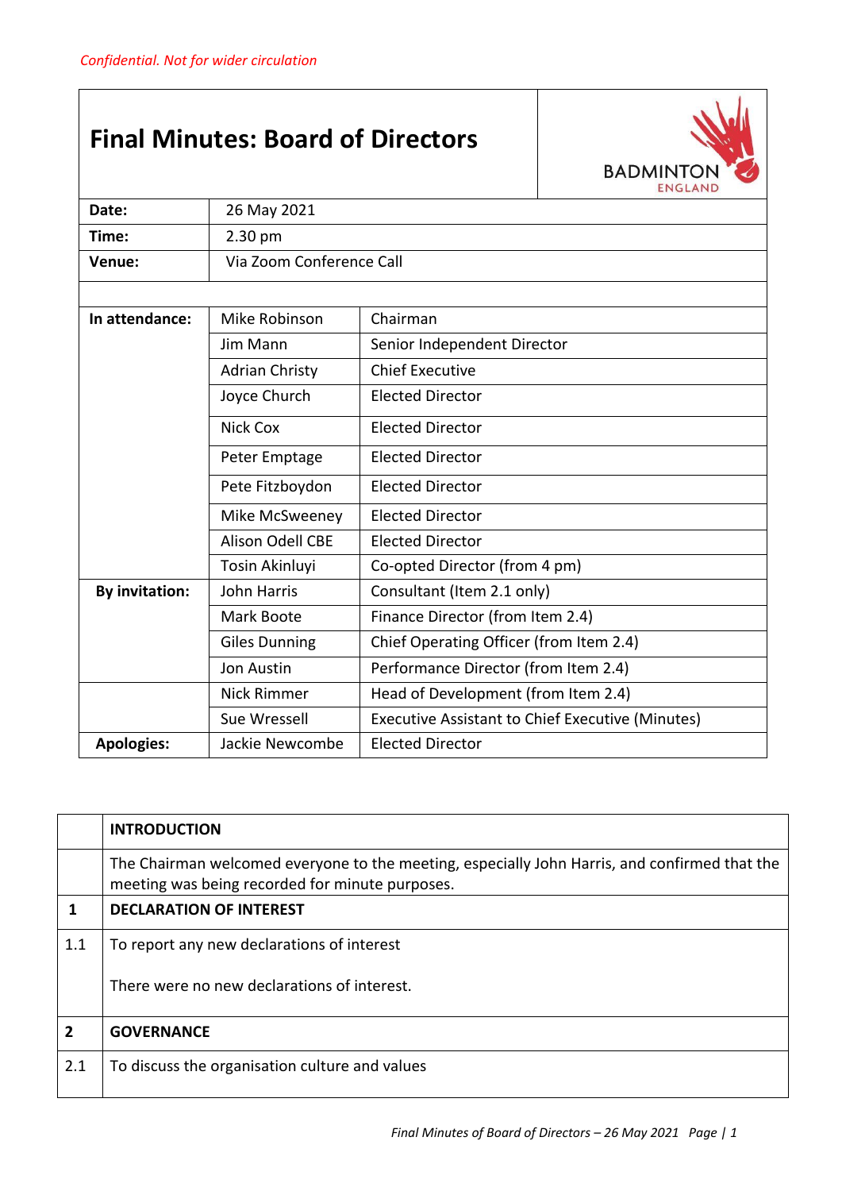*Confidential. Not for wider circulation*

# Final Minutes: Board of Directors

BADMINTON ENGLAND

| | |
|---|---|
| **Date:** | 26 May 2021 |
| **Time:** | 2.30 pm |
| **Venue:** | Via Zoom Conference Call |

| | | |
|---|---|---|
| **In attendance:** | Mike Robinson | Chairman |
| | Jim Mann | Senior Independent Director |
| | Adrian Christy | Chief Executive |
| | Joyce Church | Elected Director |
| | Nick Cox | Elected Director |
| | Peter Emptage | Elected Director |
| | Pete Fitzboydon | Elected Director |
| | Mike McSweeney | Elected Director |
| | Alison Odell CBE | Elected Director |
| | Tosin Akinluyi | Co-opted Director (from 4 pm) |
| **By invitation:** | John Harris | Consultant (Item 2.1 only) |
| | Mark Boote | Finance Director (from Item 2.4) |
| | Giles Dunning | Chief Operating Officer (from Item 2.4) |
| | Jon Austin | Performance Director (from Item 2.4) |
| | Nick Rimmer | Head of Development (from Item 2.4) |
| | Sue Wressell | Executive Assistant to Chief Executive (Minutes) |
| **Apologies:** | Jackie Newcombe | Elected Director |

| | |
|---|---|
| | **INTRODUCTION** |
| | The Chairman welcomed everyone to the meeting, especially John Harris, and confirmed that the meeting was being recorded for minute purposes. |
| **1** | **DECLARATION OF INTEREST** |
| 1.1 | To report any new declarations of interest<br><br>There were no new declarations of interest. |
| **2** | **GOVERNANCE** |
| 2.1 | To discuss the organisation culture and values |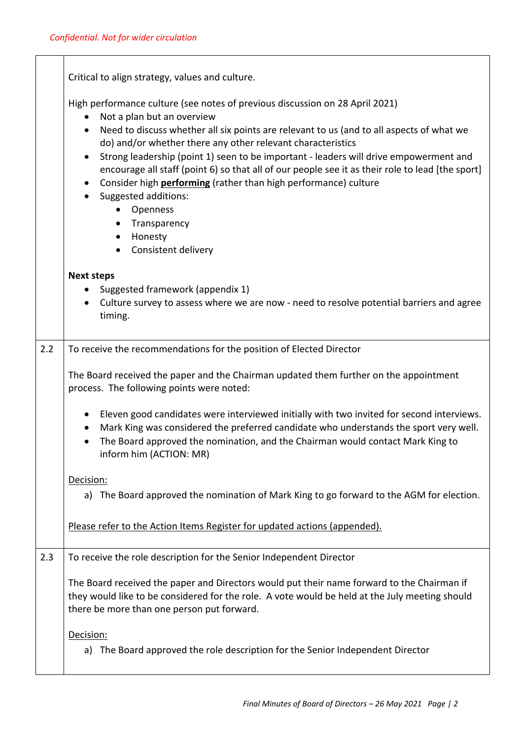*Confidential. Not for wider circulation*

| | |
|---|---|
| | Critical to align strategy, values and culture.<br><br>High performance culture (see notes of previous discussion on 28 April 2021)<br>• Not a plan but an overview<br>• Need to discuss whether all six points are relevant to us (and to all aspects of what we do) and/or whether there any other relevant characteristics<br>• Strong leadership (point 1) seen to be important - leaders will drive empowerment and encourage all staff (point 6) so that all of our people see it as their role to lead [the sport]<br>• Consider high **performing** (rather than high performance) culture<br>• Suggested additions:<br>&nbsp;&nbsp;&nbsp;&nbsp;• Openness<br>&nbsp;&nbsp;&nbsp;&nbsp;• Transparency<br>&nbsp;&nbsp;&nbsp;&nbsp;• Honesty<br>&nbsp;&nbsp;&nbsp;&nbsp;• Consistent delivery<br><br>**Next steps**<br>• Suggested framework (appendix 1)<br>• Culture survey to assess where we are now - need to resolve potential barriers and agree timing. |
| 2.2 | To receive the recommendations for the position of Elected Director<br><br>The Board received the paper and the Chairman updated them further on the appointment process. The following points were noted:<br><br>• Eleven good candidates were interviewed initially with two invited for second interviews.<br>• Mark King was considered the preferred candidate who understands the sport very well.<br>• The Board approved the nomination, and the Chairman would contact Mark King to inform him (ACTION: MR)<br><br>Decision:<br>a) The Board approved the nomination of Mark King to go forward to the AGM for election.<br><br>Please refer to the Action Items Register for updated actions (appended). |
| 2.3 | To receive the role description for the Senior Independent Director<br><br>The Board received the paper and Directors would put their name forward to the Chairman if they would like to be considered for the role. A vote would be held at the July meeting should there be more than one person put forward.<br><br>Decision:<br>a) The Board approved the role description for the Senior Independent Director |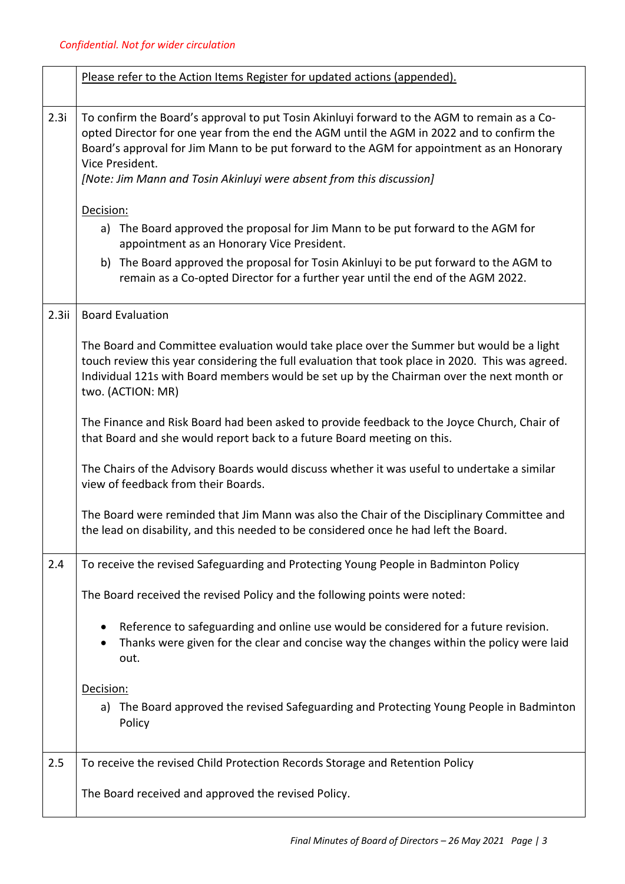*Confidential. Not for wider circulation*

| | |
|---|---|
| | <u>Please refer to the Action Items Register for updated actions (appended).</u> |
| 2.3i | To confirm the Board's approval to put Tosin Akinluyi forward to the AGM to remain as a Co-opted Director for one year from the end the AGM until the AGM in 2022 and to confirm the Board's approval for Jim Mann to be put forward to the AGM for appointment as an Honorary Vice President.<br>*[Note: Jim Mann and Tosin Akinluyi were absent from this discussion]*<br><br><u>Decision:</u><br>a) The Board approved the proposal for Jim Mann to be put forward to the AGM for appointment as an Honorary Vice President.<br>b) The Board approved the proposal for Tosin Akinluyi to be put forward to the AGM to remain as a Co-opted Director for a further year until the end of the AGM 2022. |
| 2.3ii | Board Evaluation<br><br>The Board and Committee evaluation would take place over the Summer but would be a light touch review this year considering the full evaluation that took place in 2020. This was agreed. Individual 121s with Board members would be set up by the Chairman over the next month or two. (ACTION: MR)<br><br>The Finance and Risk Board had been asked to provide feedback to the Joyce Church, Chair of that Board and she would report back to a future Board meeting on this.<br><br>The Chairs of the Advisory Boards would discuss whether it was useful to undertake a similar view of feedback from their Boards.<br><br>The Board were reminded that Jim Mann was also the Chair of the Disciplinary Committee and the lead on disability, and this needed to be considered once he had left the Board. |
| 2.4 | To receive the revised Safeguarding and Protecting Young People in Badminton Policy<br><br>The Board received the revised Policy and the following points were noted:<br><br>• Reference to safeguarding and online use would be considered for a future revision.<br>• Thanks were given for the clear and concise way the changes within the policy were laid out.<br><br><u>Decision:</u><br>a) The Board approved the revised Safeguarding and Protecting Young People in Badminton Policy |
| 2.5 | To receive the revised Child Protection Records Storage and Retention Policy<br><br>The Board received and approved the revised Policy. |

*Final Minutes of Board of Directors – 26 May 2021*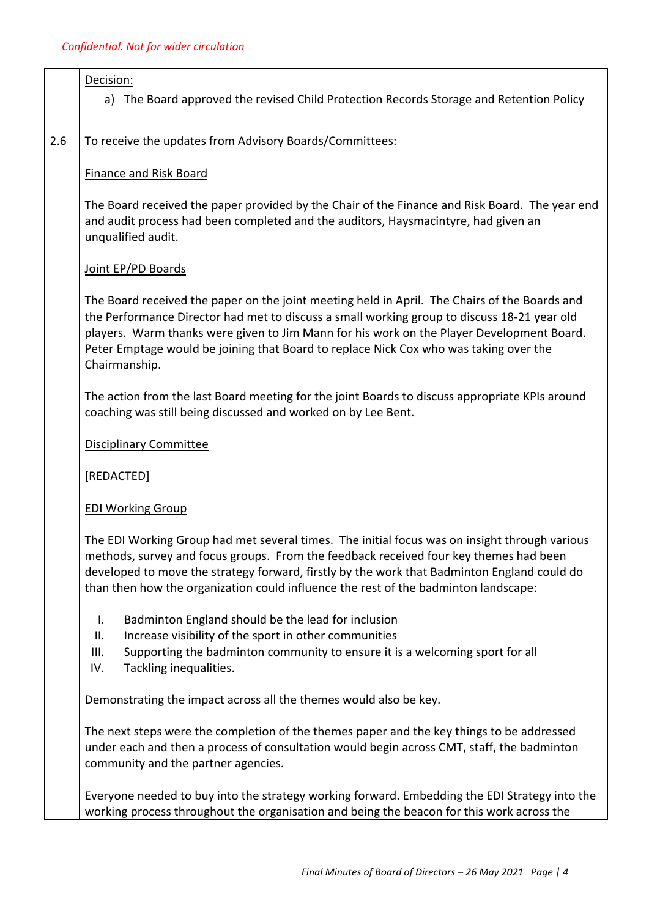*Confidential. Not for wider circulation*

| | |
|---|---|
| | Decision:<br>a) The Board approved the revised Child Protection Records Storage and Retention Policy |
| 2.6 | To receive the updates from Advisory Boards/Committees:<br><br>Finance and Risk Board<br><br>The Board received the paper provided by the Chair of the Finance and Risk Board. The year end and audit process had been completed and the auditors, Haysmacintyre, had given an unqualified audit.<br><br>Joint EP/PD Boards<br><br>The Board received the paper on the joint meeting held in April. The Chairs of the Boards and the Performance Director had met to discuss a small working group to discuss 18-21 year old players. Warm thanks were given to Jim Mann for his work on the Player Development Board. Peter Emptage would be joining that Board to replace Nick Cox who was taking over the Chairmanship.<br><br>The action from the last Board meeting for the joint Boards to discuss appropriate KPIs around coaching was still being discussed and worked on by Lee Bent.<br><br>Disciplinary Committee<br><br>[REDACTED]<br><br>EDI Working Group<br><br>The EDI Working Group had met several times. The initial focus was on insight through various methods, survey and focus groups. From the feedback received four key themes had been developed to move the strategy forward, firstly by the work that Badminton England could do than then how the organization could influence the rest of the badminton landscape:<br><br>I. Badminton England should be the lead for inclusion<br>II. Increase visibility of the sport in other communities<br>III. Supporting the badminton community to ensure it is a welcoming sport for all<br>IV. Tackling inequalities.<br><br>Demonstrating the impact across all the themes would also be key.<br><br>The next steps were the completion of the themes paper and the key things to be addressed under each and then a process of consultation would begin across CMT, staff, the badminton community and the partner agencies.<br><br>Everyone needed to buy into the strategy working forward. Embedding the EDI Strategy into the working process throughout the organisation and being the beacon for this work across the |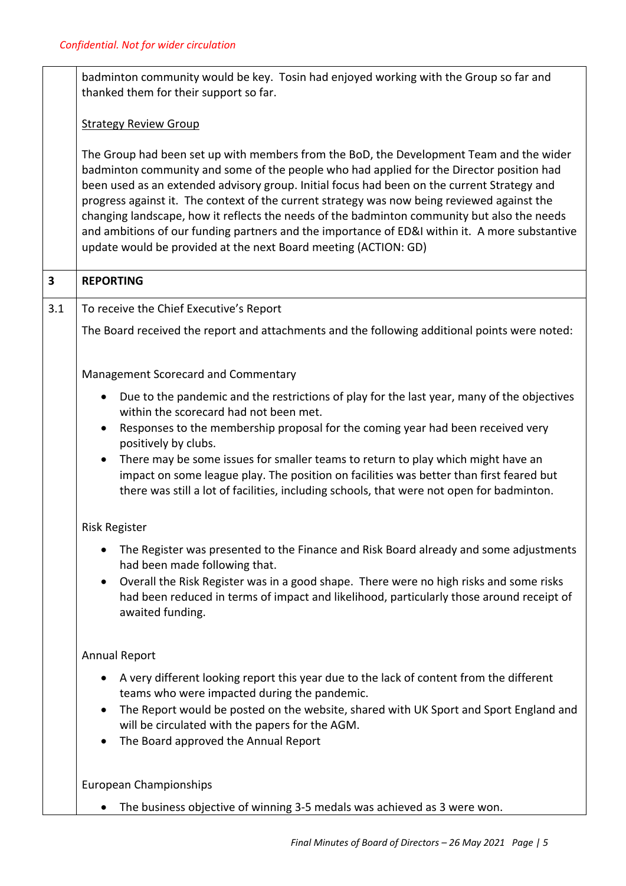*Confidential. Not for wider circulation*

| | |
|---|---|
| | badminton community would be key. Tosin had enjoyed working with the Group so far and thanked them for their support so far.<br><br><u>Strategy Review Group</u><br><br>The Group had been set up with members from the BoD, the Development Team and the wider badminton community and some of the people who had applied for the Director position had been used as an extended advisory group. Initial focus had been on the current Strategy and progress against it. The context of the current strategy was now being reviewed against the changing landscape, how it reflects the needs of the badminton community but also the needs and ambitions of our funding partners and the importance of ED&I within it. A more substantive update would be provided at the next Board meeting (ACTION: GD) |
| **3** | **REPORTING** |
| 3.1 | To receive the Chief Executive's Report<br><br>The Board received the report and attachments and the following additional points were noted:<br><br>Management Scorecard and Commentary<br><br>• Due to the pandemic and the restrictions of play for the last year, many of the objectives within the scorecard had not been met.<br>• Responses to the membership proposal for the coming year had been received very positively by clubs.<br>• There may be some issues for smaller teams to return to play which might have an impact on some league play. The position on facilities was better than first feared but there was still a lot of facilities, including schools, that were not open for badminton.<br><br>Risk Register<br><br>• The Register was presented to the Finance and Risk Board already and some adjustments had been made following that.<br>• Overall the Risk Register was in a good shape. There were no high risks and some risks had been reduced in terms of impact and likelihood, particularly those around receipt of awaited funding.<br><br>Annual Report<br><br>• A very different looking report this year due to the lack of content from the different teams who were impacted during the pandemic.<br>• The Report would be posted on the website, shared with UK Sport and Sport England and will be circulated with the papers for the AGM.<br>• The Board approved the Annual Report<br><br>European Championships<br><br>• The business objective of winning 3-5 medals was achieved as 3 were won. |

*Final Minutes of Board of Directors – 26 May 2021*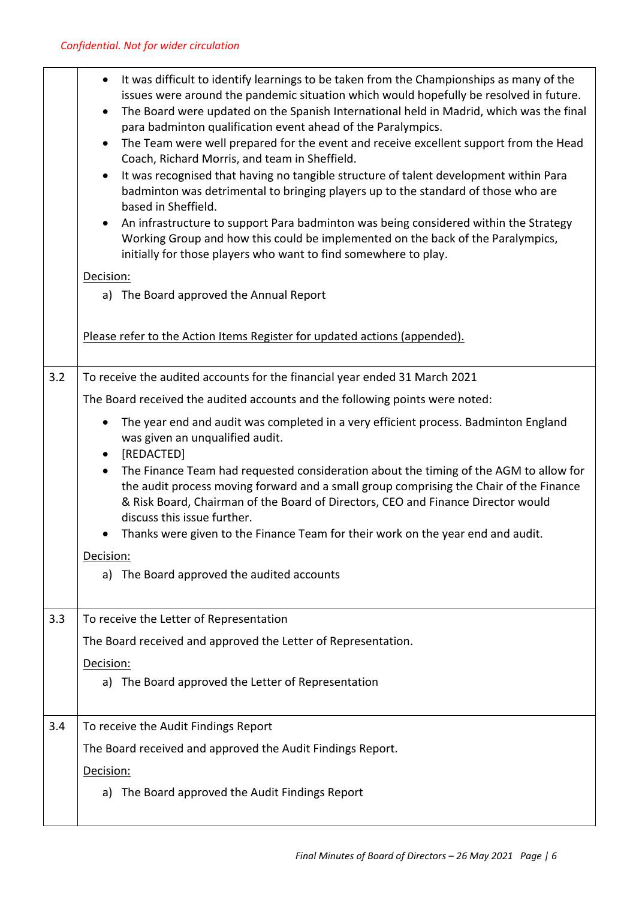*Confidential. Not for wider circulation*

| | |
|---|---|
| | • It was difficult to identify learnings to be taken from the Championships as many of the issues were around the pandemic situation which would hopefully be resolved in future.<br>• The Board were updated on the Spanish International held in Madrid, which was the final para badminton qualification event ahead of the Paralympics.<br>• The Team were well prepared for the event and receive excellent support from the Head Coach, Richard Morris, and team in Sheffield.<br>• It was recognised that having no tangible structure of talent development within Para badminton was detrimental to bringing players up to the standard of those who are based in Sheffield.<br>• An infrastructure to support Para badminton was being considered within the Strategy Working Group and how this could be implemented on the back of the Paralympics, initially for those players who want to find somewhere to play.<br><br>Decision:<br>a) The Board approved the Annual Report<br><br>Please refer to the Action Items Register for updated actions (appended). |
| 3.2 | To receive the audited accounts for the financial year ended 31 March 2021<br><br>The Board received the audited accounts and the following points were noted:<br><br>• The year end and audit was completed in a very efficient process. Badminton England was given an unqualified audit.<br>• [REDACTED]<br>• The Finance Team had requested consideration about the timing of the AGM to allow for the audit process moving forward and a small group comprising the Chair of the Finance & Risk Board, Chairman of the Board of Directors, CEO and Finance Director would discuss this issue further.<br>• Thanks were given to the Finance Team for their work on the year end and audit.<br><br>Decision:<br>a) The Board approved the audited accounts |
| 3.3 | To receive the Letter of Representation<br><br>The Board received and approved the Letter of Representation.<br><br>Decision:<br>a) The Board approved the Letter of Representation |
| 3.4 | To receive the Audit Findings Report<br><br>The Board received and approved the Audit Findings Report.<br><br>Decision:<br>a) The Board approved the Audit Findings Report |

*Final Minutes of Board of Directors – 26 May 2021*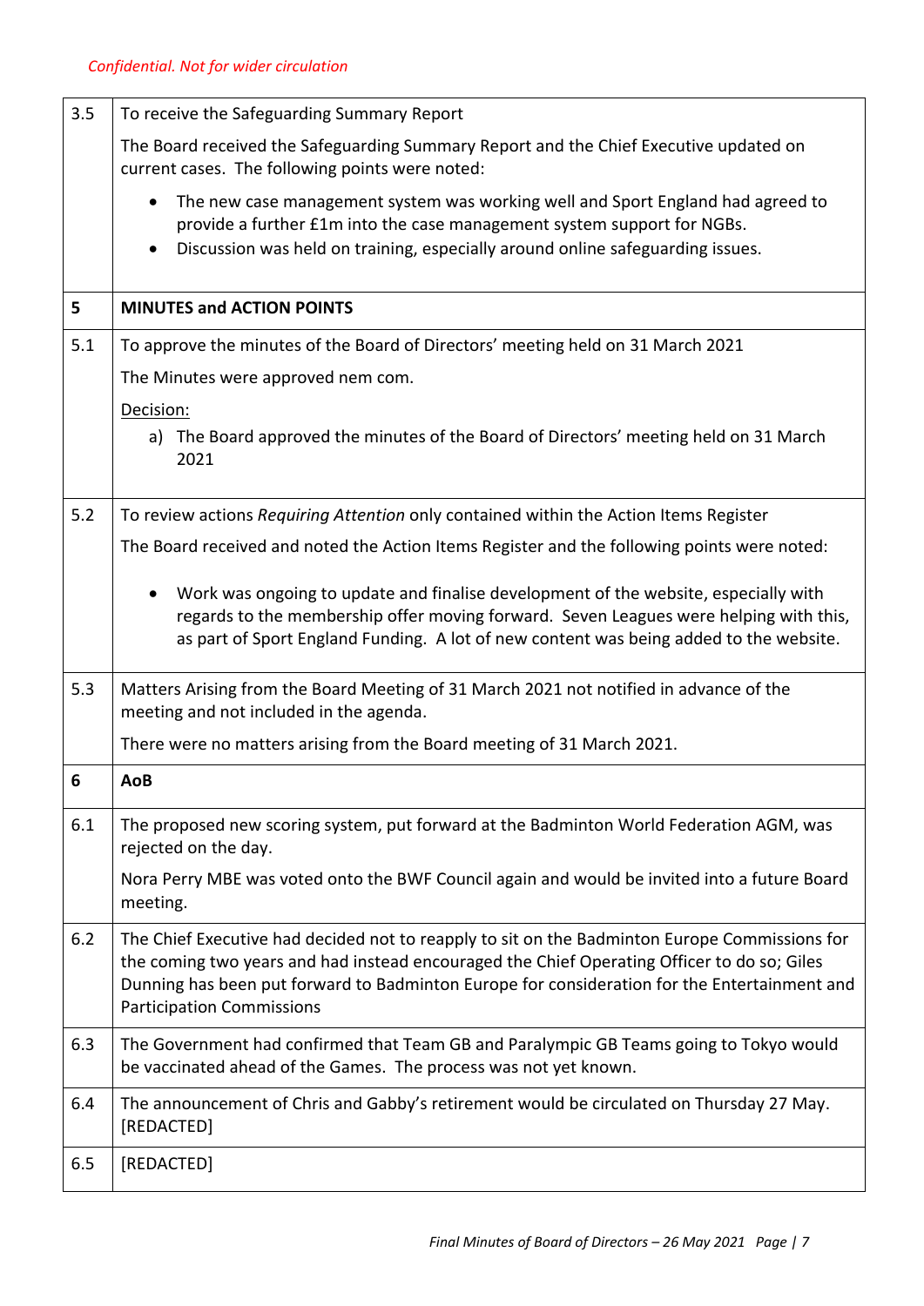*Confidential. Not for wider circulation*

| | |
|---|---|
| 3.5 | To receive the Safeguarding Summary Report<br><br>The Board received the Safeguarding Summary Report and the Chief Executive updated on current cases. The following points were noted:<br><br>• The new case management system was working well and Sport England had agreed to provide a further £1m into the case management system support for NGBs.<br>• Discussion was held on training, especially around online safeguarding issues. |
| **5** | **MINUTES and ACTION POINTS** |
| 5.1 | To approve the minutes of the Board of Directors' meeting held on 31 March 2021<br><br>The Minutes were approved nem com.<br><br><u>Decision:</u><br>a) The Board approved the minutes of the Board of Directors' meeting held on 31 March 2021 |
| 5.2 | To review actions *Requiring Attention* only contained within the Action Items Register<br><br>The Board received and noted the Action Items Register and the following points were noted:<br><br>• Work was ongoing to update and finalise development of the website, especially with regards to the membership offer moving forward. Seven Leagues were helping with this, as part of Sport England Funding. A lot of new content was being added to the website. |
| 5.3 | Matters Arising from the Board Meeting of 31 March 2021 not notified in advance of the meeting and not included in the agenda.<br><br>There were no matters arising from the Board meeting of 31 March 2021. |
| **6** | **AoB** |
| 6.1 | The proposed new scoring system, put forward at the Badminton World Federation AGM, was rejected on the day.<br><br>Nora Perry MBE was voted onto the BWF Council again and would be invited into a future Board meeting. |
| 6.2 | The Chief Executive had decided not to reapply to sit on the Badminton Europe Commissions for the coming two years and had instead encouraged the Chief Operating Officer to do so; Giles Dunning has been put forward to Badminton Europe for consideration for the Entertainment and Participation Commissions |
| 6.3 | The Government had confirmed that Team GB and Paralympic GB Teams going to Tokyo would be vaccinated ahead of the Games. The process was not yet known. |
| 6.4 | The announcement of Chris and Gabby's retirement would be circulated on Thursday 27 May. [REDACTED] |
| 6.5 | [REDACTED] |

*Final Minutes of Board of Directors – 26 May 2021*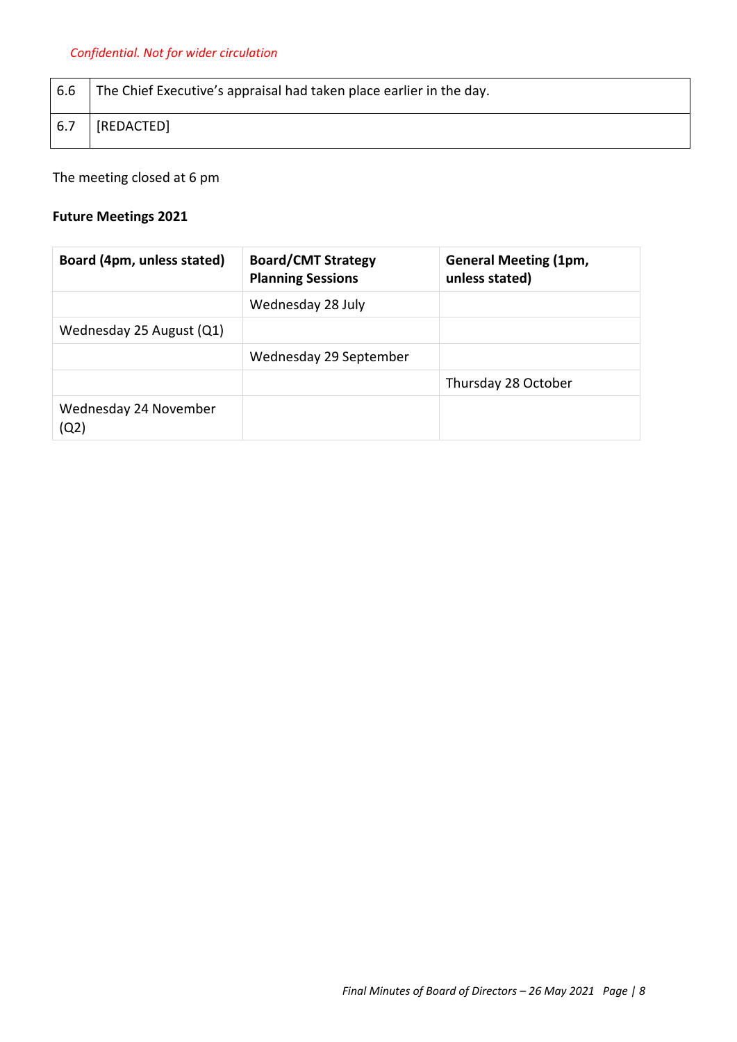*Confidential. Not for wider circulation*

| | |
|---|---|
| 6.6 | The Chief Executive's appraisal had taken place earlier in the day. |
| 6.7 | [REDACTED] |

The meeting closed at 6 pm

**Future Meetings 2021**

| **Board (4pm, unless stated)** | **Board/CMT Strategy Planning Sessions** | **General Meeting (1pm, unless stated)** |
|---|---|---|
| | Wednesday 28 July | |
| Wednesday 25 August (Q1) | | |
| | Wednesday 29 September | |
| | | Thursday 28 October |
| Wednesday 24 November (Q2) | | |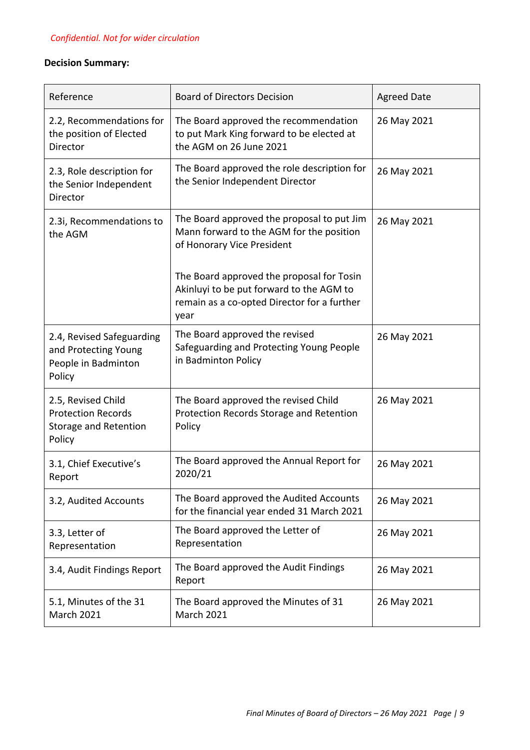*Confidential. Not for wider circulation*

**Decision Summary:**

| Reference | Board of Directors Decision | Agreed Date |
|---|---|---|
| 2.2, Recommendations for the position of Elected Director | The Board approved the recommendation to put Mark King forward to be elected at the AGM on 26 June 2021 | 26 May 2021 |
| 2.3, Role description for the Senior Independent Director | The Board approved the role description for the Senior Independent Director | 26 May 2021 |
| 2.3i, Recommendations to the AGM | The Board approved the proposal to put Jim Mann forward to the AGM for the position of Honorary Vice President<br><br>The Board approved the proposal for Tosin Akinluyi to be put forward to the AGM to remain as a co-opted Director for a further year | 26 May 2021 |
| 2.4, Revised Safeguarding and Protecting Young People in Badminton Policy | The Board approved the revised Safeguarding and Protecting Young People in Badminton Policy | 26 May 2021 |
| 2.5, Revised Child Protection Records Storage and Retention Policy | The Board approved the revised Child Protection Records Storage and Retention Policy | 26 May 2021 |
| 3.1, Chief Executive's Report | The Board approved the Annual Report for 2020/21 | 26 May 2021 |
| 3.2, Audited Accounts | The Board approved the Audited Accounts for the financial year ended 31 March 2021 | 26 May 2021 |
| 3.3, Letter of Representation | The Board approved the Letter of Representation | 26 May 2021 |
| 3.4, Audit Findings Report | The Board approved the Audit Findings Report | 26 May 2021 |
| 5.1, Minutes of the 31 March 2021 | The Board approved the Minutes of 31 March 2021 | 26 May 2021 |